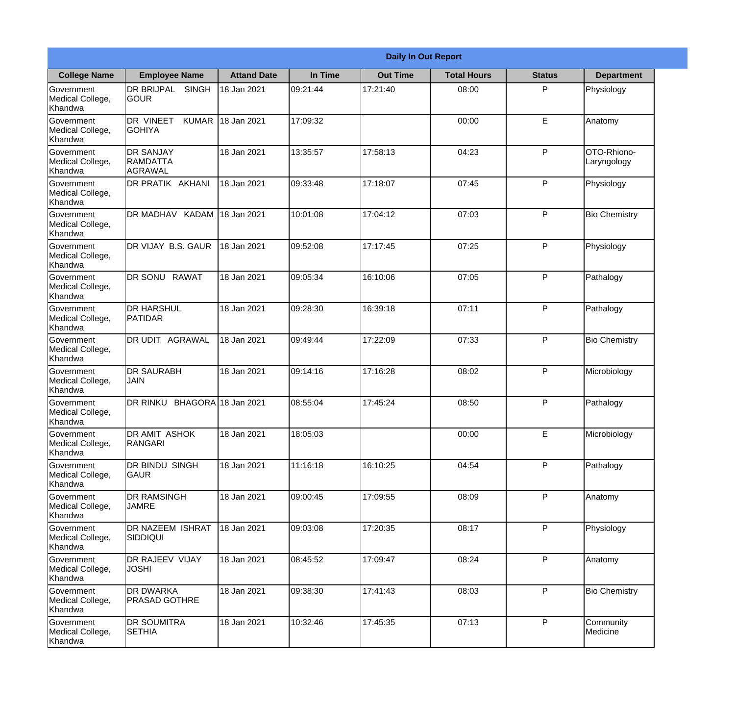| Daily In Out Report | | | | | | | |
|---|---|---|---|---|---|---|---|
| **College Name** | **Employee Name** | **Attand Date** | **In Time** | **Out Time** | **Total Hours** | **Status** | **Department** |
| Government Medical College, Khandwa | DR BRIJPAL SINGH GOUR | 18 Jan 2021 | 09:21:44 | 17:21:40 | 08:00 | P | Physiology |
| Government Medical College, Khandwa | DR VINEET KUMAR GOHIYA | 18 Jan 2021 | 17:09:32 | | 00:00 | E | Anatomy |
| Government Medical College, Khandwa | DR SANJAY RAMDATTA AGRAWAL | 18 Jan 2021 | 13:35:57 | 17:58:13 | 04:23 | P | OTO-Rhiono-Laryngology |
| Government Medical College, Khandwa | DR PRATIK AKHANI | 18 Jan 2021 | 09:33:48 | 17:18:07 | 07:45 | P | Physiology |
| Government Medical College, Khandwa | DR MADHAV KADAM | 18 Jan 2021 | 10:01:08 | 17:04:12 | 07:03 | P | Bio Chemistry |
| Government Medical College, Khandwa | DR VIJAY B.S. GAUR | 18 Jan 2021 | 09:52:08 | 17:17:45 | 07:25 | P | Physiology |
| Government Medical College, Khandwa | DR SONU RAWAT | 18 Jan 2021 | 09:05:34 | 16:10:06 | 07:05 | P | Pathalogy |
| Government Medical College, Khandwa | DR HARSHUL PATIDAR | 18 Jan 2021 | 09:28:30 | 16:39:18 | 07:11 | P | Pathalogy |
| Government Medical College, Khandwa | DR UDIT AGRAWAL | 18 Jan 2021 | 09:49:44 | 17:22:09 | 07:33 | P | Bio Chemistry |
| Government Medical College, Khandwa | DR SAURABH JAIN | 18 Jan 2021 | 09:14:16 | 17:16:28 | 08:02 | P | Microbiology |
| Government Medical College, Khandwa | DR RINKU BHAGORA | 18 Jan 2021 | 08:55:04 | 17:45:24 | 08:50 | P | Pathalogy |
| Government Medical College, Khandwa | DR AMIT ASHOK RANGARI | 18 Jan 2021 | 18:05:03 | | 00:00 | E | Microbiology |
| Government Medical College, Khandwa | DR BINDU SINGH GAUR | 18 Jan 2021 | 11:16:18 | 16:10:25 | 04:54 | P | Pathalogy |
| Government Medical College, Khandwa | DR RAMSINGH JAMRE | 18 Jan 2021 | 09:00:45 | 17:09:55 | 08:09 | P | Anatomy |
| Government Medical College, Khandwa | DR NAZEEM ISHRAT SIDDIQUI | 18 Jan 2021 | 09:03:08 | 17:20:35 | 08:17 | P | Physiology |
| Government Medical College, Khandwa | DR RAJEEV VIJAY JOSHI | 18 Jan 2021 | 08:45:52 | 17:09:47 | 08:24 | P | Anatomy |
| Government Medical College, Khandwa | DR DWARKA PRASAD GOTHRE | 18 Jan 2021 | 09:38:30 | 17:41:43 | 08:03 | P | Bio Chemistry |
| Government Medical College, Khandwa | DR SOUMITRA SETHIA | 18 Jan 2021 | 10:32:46 | 17:45:35 | 07:13 | P | Community Medicine |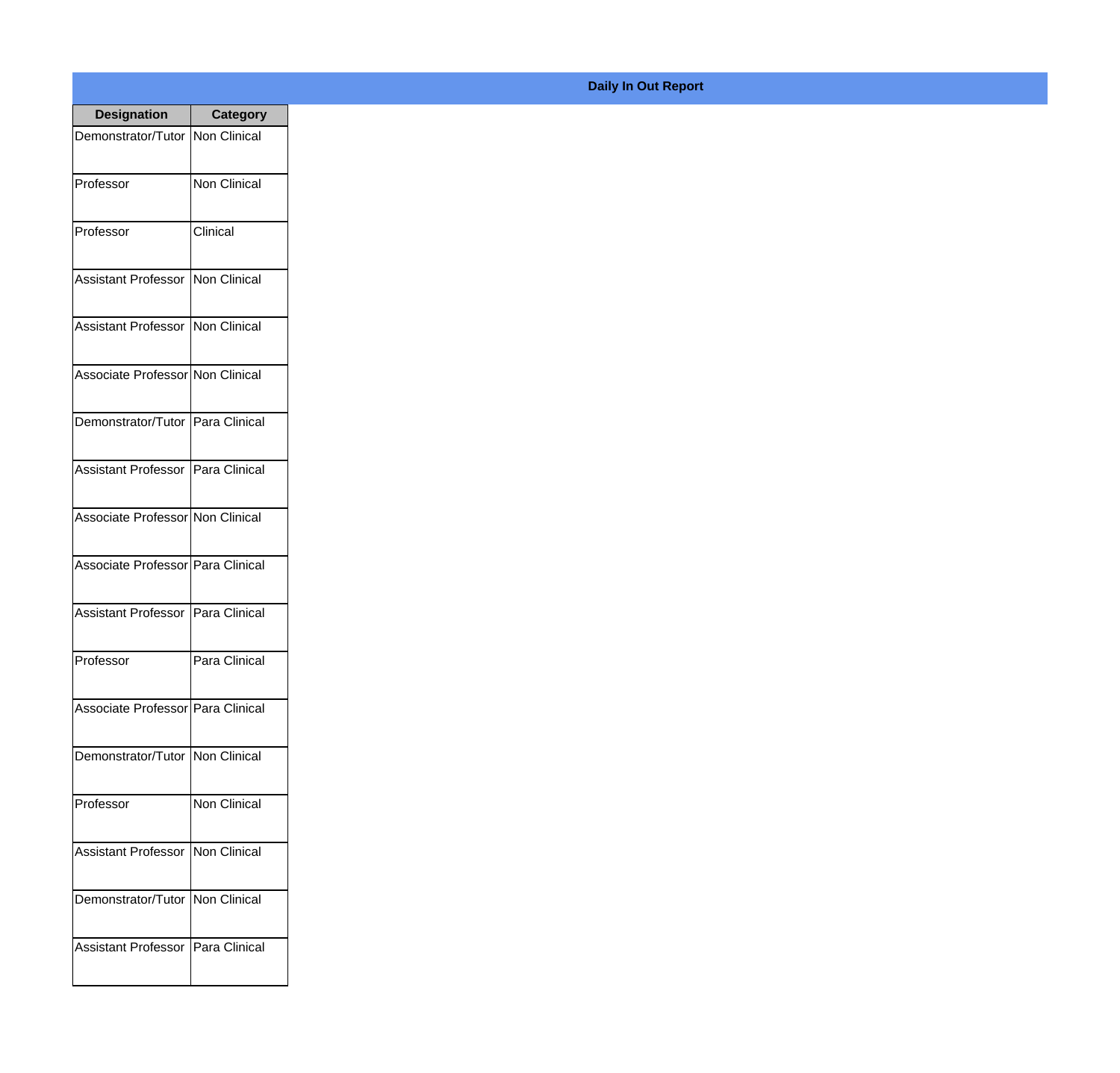## Daily In Out Report

| Designation | Category |
|---|---|
| Demonstrator/Tutor | Non Clinical |
| Professor | Non Clinical |
| Professor | Clinical |
| Assistant Professor | Non Clinical |
| Assistant Professor | Non Clinical |
| Associate Professor | Non Clinical |
| Demonstrator/Tutor | Para Clinical |
| Assistant Professor | Para Clinical |
| Associate Professor | Non Clinical |
| Associate Professor | Para Clinical |
| Assistant Professor | Para Clinical |
| Professor | Para Clinical |
| Associate Professor | Para Clinical |
| Demonstrator/Tutor | Non Clinical |
| Professor | Non Clinical |
| Assistant Professor | Non Clinical |
| Demonstrator/Tutor | Non Clinical |
| Assistant Professor | Para Clinical |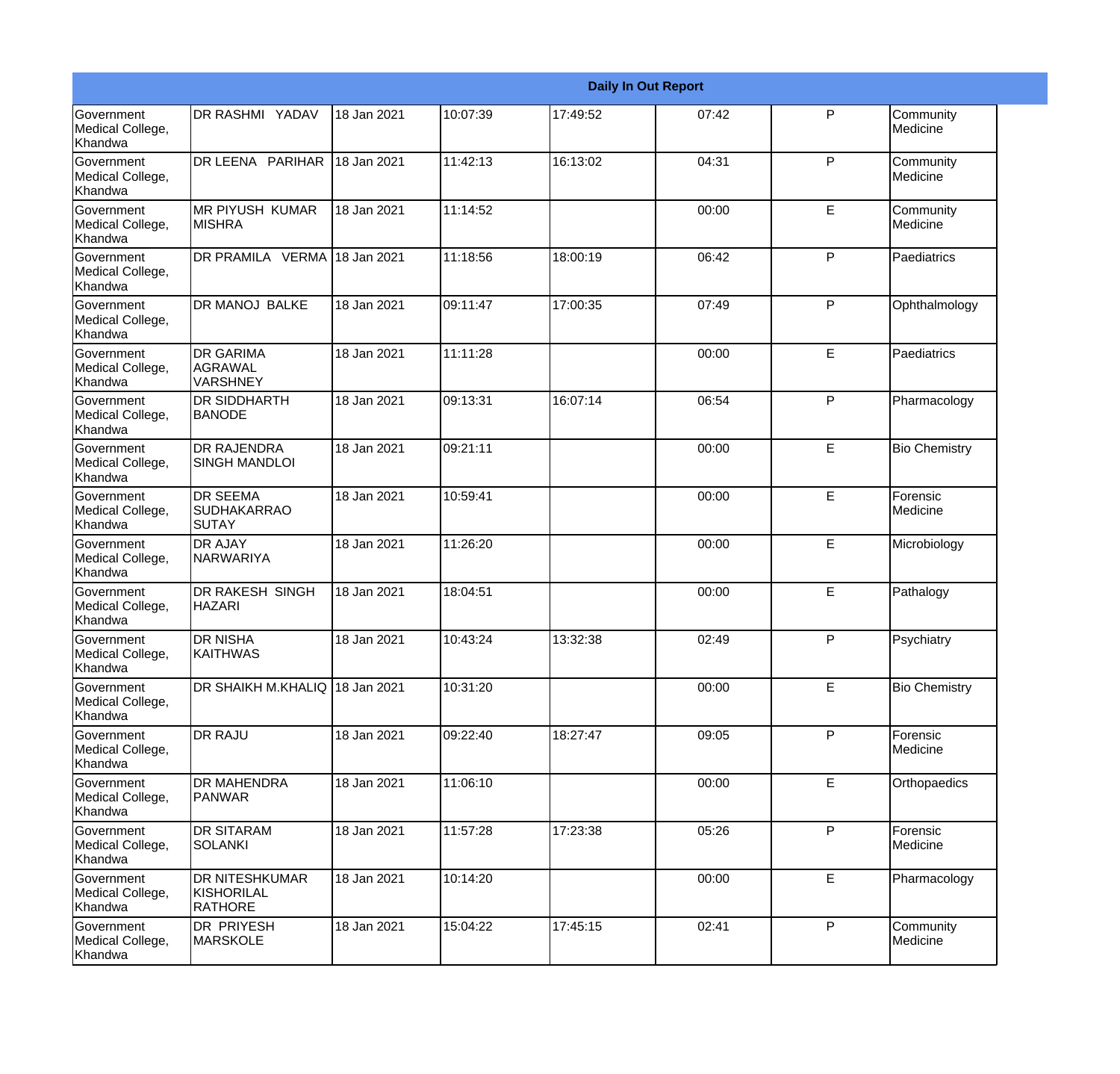| Daily In Out Report | | | | | | | |
|---|---|---|---|---|---|---|---|
| Government Medical College, Khandwa | DR RASHMI YADAV | 18 Jan 2021 | 10:07:39 | 17:49:52 | 07:42 | P | Community Medicine |
| Government Medical College, Khandwa | DR LEENA PARIHAR | 18 Jan 2021 | 11:42:13 | 16:13:02 | 04:31 | P | Community Medicine |
| Government Medical College, Khandwa | MR PIYUSH KUMAR MISHRA | 18 Jan 2021 | 11:14:52 | | 00:00 | E | Community Medicine |
| Government Medical College, Khandwa | DR PRAMILA VERMA | 18 Jan 2021 | 11:18:56 | 18:00:19 | 06:42 | P | Paediatrics |
| Government Medical College, Khandwa | DR MANOJ BALKE | 18 Jan 2021 | 09:11:47 | 17:00:35 | 07:49 | P | Ophthalmology |
| Government Medical College, Khandwa | DR GARIMA AGRAWAL VARSHNEY | 18 Jan 2021 | 11:11:28 | | 00:00 | E | Paediatrics |
| Government Medical College, Khandwa | DR SIDDHARTH BANODE | 18 Jan 2021 | 09:13:31 | 16:07:14 | 06:54 | P | Pharmacology |
| Government Medical College, Khandwa | DR RAJENDRA SINGH MANDLOI | 18 Jan 2021 | 09:21:11 | | 00:00 | E | Bio Chemistry |
| Government Medical College, Khandwa | DR SEEMA SUDHAKARRAO SUTAY | 18 Jan 2021 | 10:59:41 | | 00:00 | E | Forensic Medicine |
| Government Medical College, Khandwa | DR AJAY NARWARIYA | 18 Jan 2021 | 11:26:20 | | 00:00 | E | Microbiology |
| Government Medical College, Khandwa | DR RAKESH SINGH HAZARI | 18 Jan 2021 | 18:04:51 | | 00:00 | E | Pathalogy |
| Government Medical College, Khandwa | DR NISHA KAITHWAS | 18 Jan 2021 | 10:43:24 | 13:32:38 | 02:49 | P | Psychiatry |
| Government Medical College, Khandwa | DR SHAIKH M.KHALIQ | 18 Jan 2021 | 10:31:20 | | 00:00 | E | Bio Chemistry |
| Government Medical College, Khandwa | DR RAJU | 18 Jan 2021 | 09:22:40 | 18:27:47 | 09:05 | P | Forensic Medicine |
| Government Medical College, Khandwa | DR MAHENDRA PANWAR | 18 Jan 2021 | 11:06:10 | | 00:00 | E | Orthopaedics |
| Government Medical College, Khandwa | DR SITARAM SOLANKI | 18 Jan 2021 | 11:57:28 | 17:23:38 | 05:26 | P | Forensic Medicine |
| Government Medical College, Khandwa | DR NITESHKUMAR KISHORILAL RATHORE | 18 Jan 2021 | 10:14:20 | | 00:00 | E | Pharmacology |
| Government Medical College, Khandwa | DR PRIYESH MARSKOLE | 18 Jan 2021 | 15:04:22 | 17:45:15 | 02:41 | P | Community Medicine |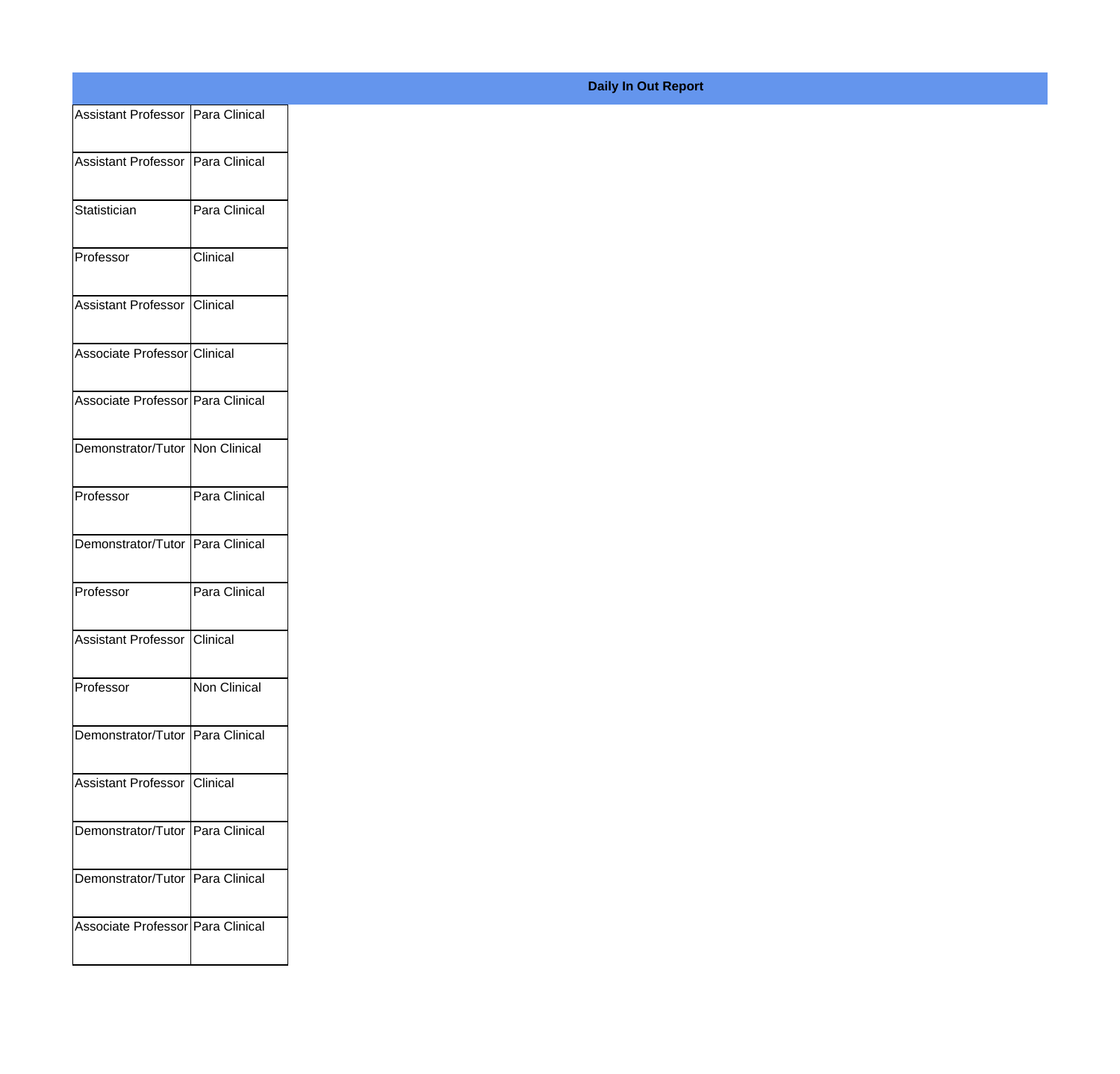**Daily In Out Report**

| | |
|---|---|
| Assistant Professor | Para Clinical |
| Assistant Professor | Para Clinical |
| Statistician | Para Clinical |
| Professor | Clinical |
| Assistant Professor | Clinical |
| Associate Professor | Clinical |
| Associate Professor | Para Clinical |
| Demonstrator/Tutor | Non Clinical |
| Professor | Para Clinical |
| Demonstrator/Tutor | Para Clinical |
| Professor | Para Clinical |
| Assistant Professor | Clinical |
| Professor | Non Clinical |
| Demonstrator/Tutor | Para Clinical |
| Assistant Professor | Clinical |
| Demonstrator/Tutor | Para Clinical |
| Demonstrator/Tutor | Para Clinical |
| Associate Professor | Para Clinical |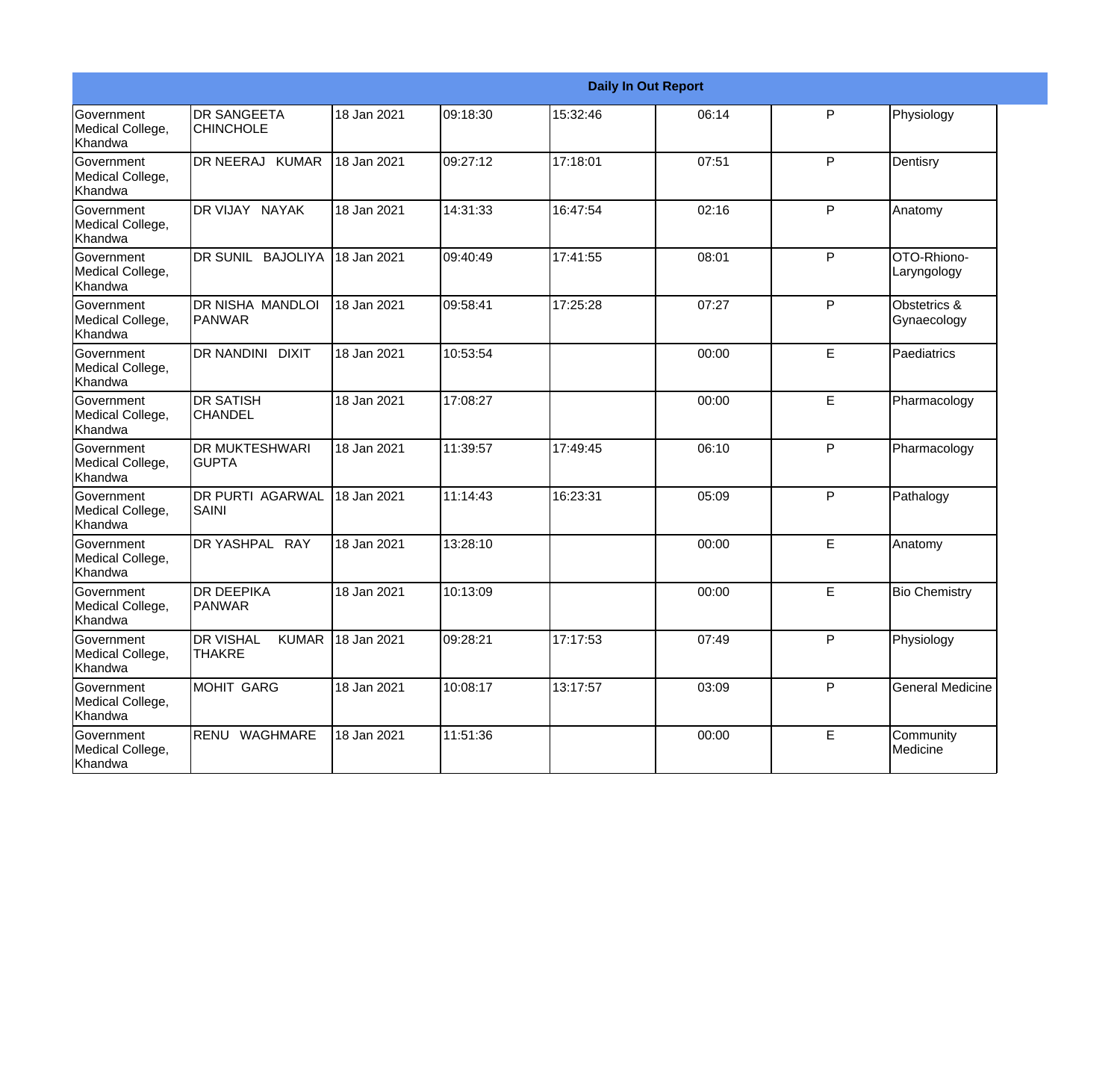| Daily In Out Report | | | | | | | |
|---|---|---|---|---|---|---|---|
| Government Medical College, Khandwa | DR SANGEETA CHINCHOLE | 18 Jan 2021 | 09:18:30 | 15:32:46 | 06:14 | P | Physiology |
| Government Medical College, Khandwa | DR NEERAJ KUMAR | 18 Jan 2021 | 09:27:12 | 17:18:01 | 07:51 | P | Dentisry |
| Government Medical College, Khandwa | DR VIJAY NAYAK | 18 Jan 2021 | 14:31:33 | 16:47:54 | 02:16 | P | Anatomy |
| Government Medical College, Khandwa | DR SUNIL BAJOLIYA | 18 Jan 2021 | 09:40:49 | 17:41:55 | 08:01 | P | OTO-Rhiono-Laryngology |
| Government Medical College, Khandwa | DR NISHA MANDLOI PANWAR | 18 Jan 2021 | 09:58:41 | 17:25:28 | 07:27 | P | Obstetrics & Gynaecology |
| Government Medical College, Khandwa | DR NANDINI DIXIT | 18 Jan 2021 | 10:53:54 | | 00:00 | E | Paediatrics |
| Government Medical College, Khandwa | DR SATISH CHANDEL | 18 Jan 2021 | 17:08:27 | | 00:00 | E | Pharmacology |
| Government Medical College, Khandwa | DR MUKTESHWARI GUPTA | 18 Jan 2021 | 11:39:57 | 17:49:45 | 06:10 | P | Pharmacology |
| Government Medical College, Khandwa | DR PURTI AGARWAL SAINI | 18 Jan 2021 | 11:14:43 | 16:23:31 | 05:09 | P | Pathalogy |
| Government Medical College, Khandwa | DR YASHPAL RAY | 18 Jan 2021 | 13:28:10 | | 00:00 | E | Anatomy |
| Government Medical College, Khandwa | DR DEEPIKA PANWAR | 18 Jan 2021 | 10:13:09 | | 00:00 | E | Bio Chemistry |
| Government Medical College, Khandwa | DR VISHAL KUMAR THAKRE | 18 Jan 2021 | 09:28:21 | 17:17:53 | 07:49 | P | Physiology |
| Government Medical College, Khandwa | MOHIT GARG | 18 Jan 2021 | 10:08:17 | 13:17:57 | 03:09 | P | General Medicine |
| Government Medical College, Khandwa | RENU WAGHMARE | 18 Jan 2021 | 11:51:36 | | 00:00 | E | Community Medicine |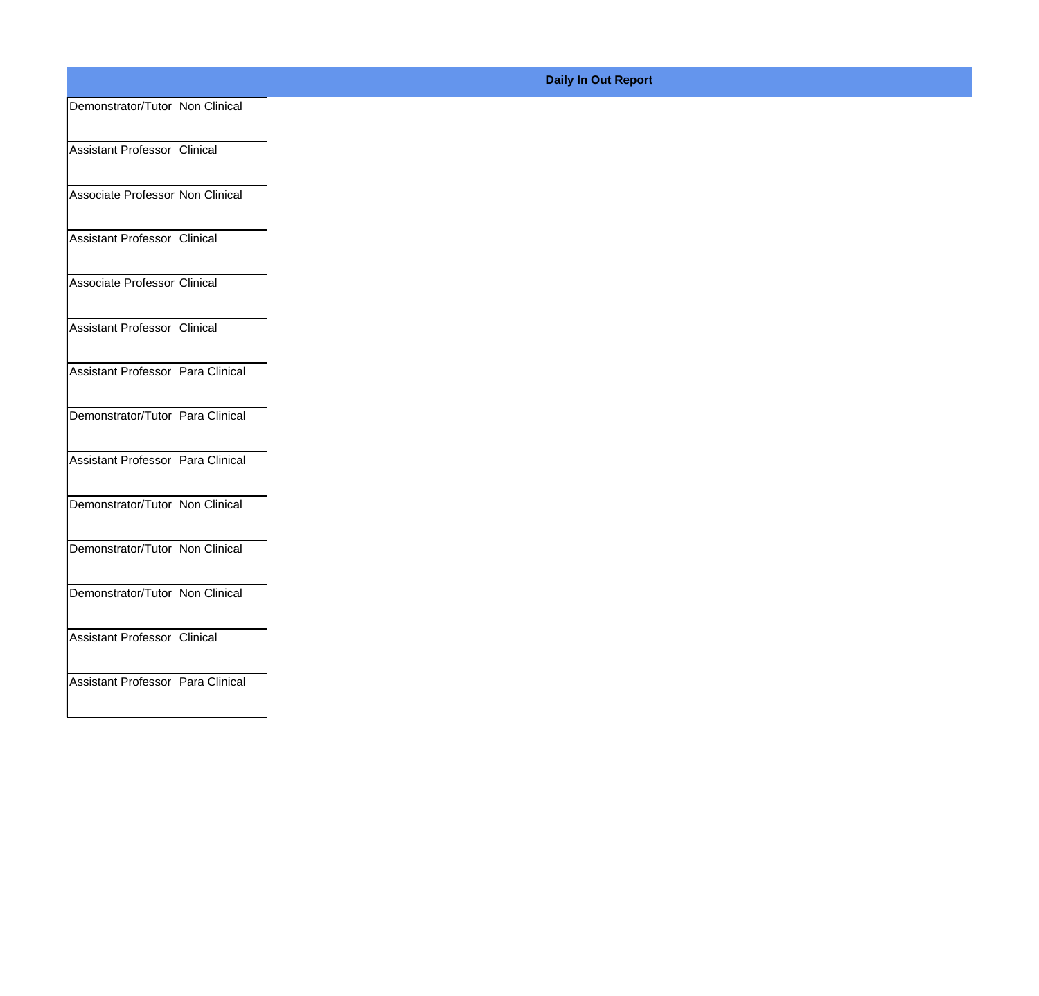**Daily In Out Report**

| | |
|---|---|
| Demonstrator/Tutor | Non Clinical |
| Assistant Professor | Clinical |
| Associate Professor | Non Clinical |
| Assistant Professor | Clinical |
| Associate Professor | Clinical |
| Assistant Professor | Clinical |
| Assistant Professor | Para Clinical |
| Demonstrator/Tutor | Para Clinical |
| Assistant Professor | Para Clinical |
| Demonstrator/Tutor | Non Clinical |
| Demonstrator/Tutor | Non Clinical |
| Demonstrator/Tutor | Non Clinical |
| Assistant Professor | Clinical |
| Assistant Professor | Para Clinical |